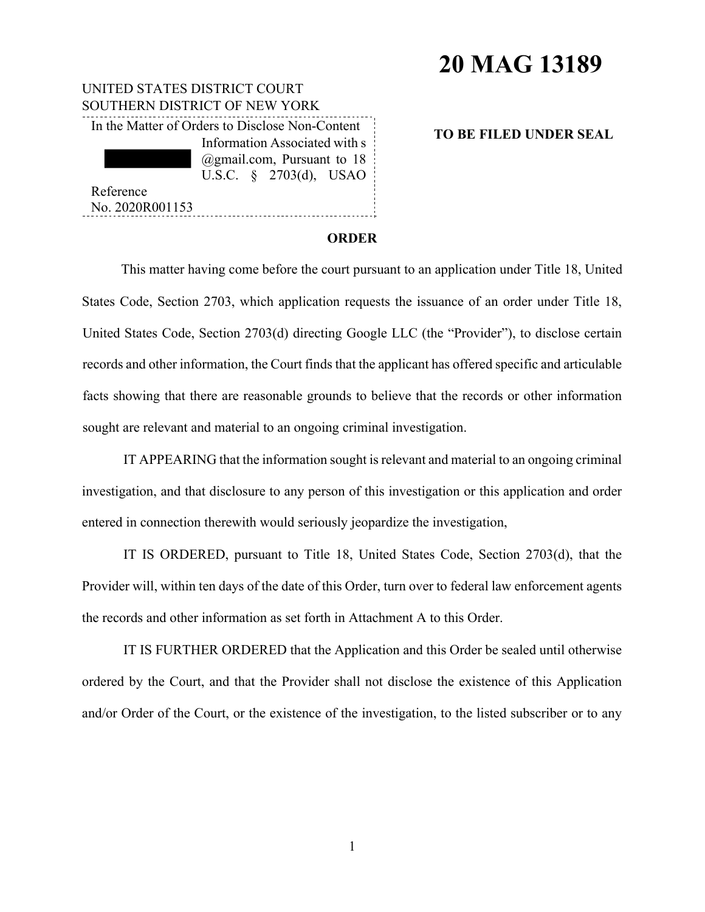# 20 MAG 13189

UNITED STATES DISTRICT COURT
SOUTHERN DISTRICT OF NEW YORK

In the Matter of Orders to Disclose Non-Content Information Associated with s ██████████ @gmail.com, Pursuant to 18 U.S.C. § 2703(d), USAO Reference No. 2020R001153

**TO BE FILED UNDER SEAL**

**ORDER**

This matter having come before the court pursuant to an application under Title 18, United States Code, Section 2703, which application requests the issuance of an order under Title 18, United States Code, Section 2703(d) directing Google LLC (the "Provider"), to disclose certain records and other information, the Court finds that the applicant has offered specific and articulable facts showing that there are reasonable grounds to believe that the records or other information sought are relevant and material to an ongoing criminal investigation.

IT APPEARING that the information sought is relevant and material to an ongoing criminal investigation, and that disclosure to any person of this investigation or this application and order entered in connection therewith would seriously jeopardize the investigation,

IT IS ORDERED, pursuant to Title 18, United States Code, Section 2703(d), that the Provider will, within ten days of the date of this Order, turn over to federal law enforcement agents the records and other information as set forth in Attachment A to this Order.

IT IS FURTHER ORDERED that the Application and this Order be sealed until otherwise ordered by the Court, and that the Provider shall not disclose the existence of this Application and/or Order of the Court, or the existence of the investigation, to the listed subscriber or to any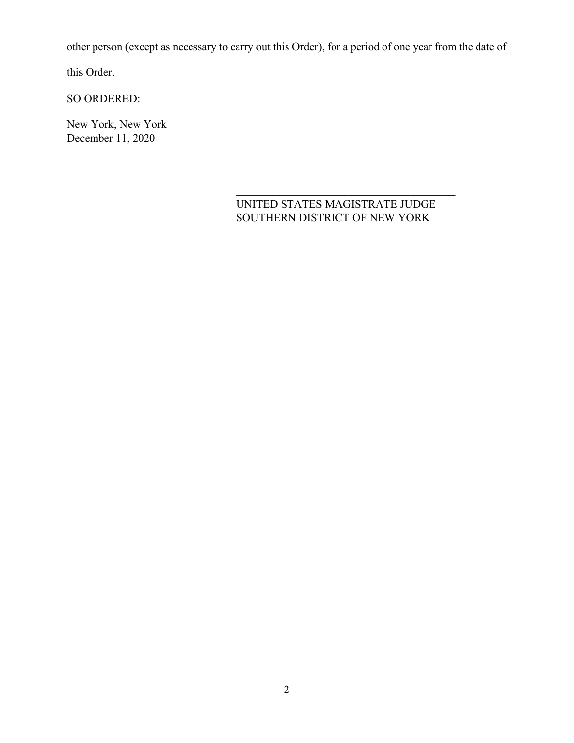other person (except as necessary to carry out this Order), for a period of one year from the date of this Order.

SO ORDERED:

New York, New York
December 11, 2020

\_\_\_\_\_\_\_\_\_\_\_\_\_\_\_\_\_\_\_\_\_\_\_\_\_\_\_\_\_\_\_\_\_\_\_\_\_\_\_\_
UNITED STATES MAGISTRATE JUDGE
SOUTHERN DISTRICT OF NEW YORK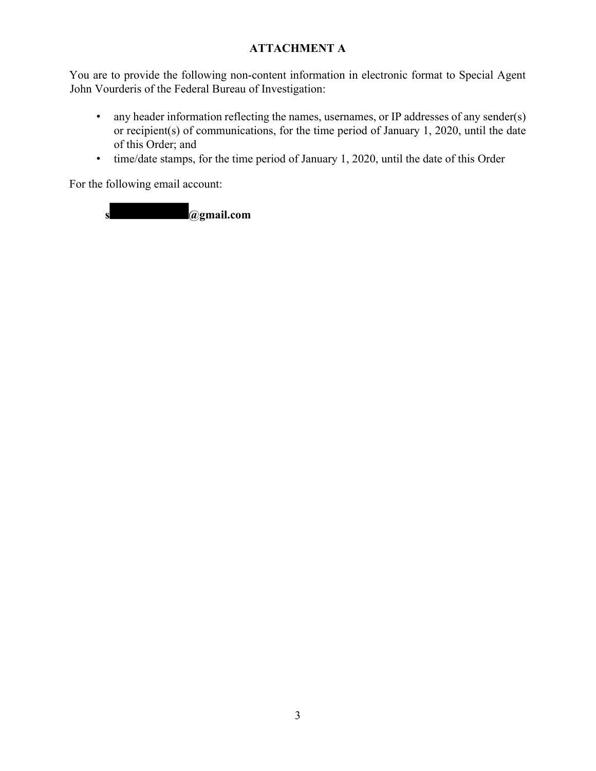## ATTACHMENT A

You are to provide the following non-content information in electronic format to Special Agent John Vourderis of the Federal Bureau of Investigation:

- any header information reflecting the names, usernames, or IP addresses of any sender(s) or recipient(s) of communications, for the time period of January 1, 2020, until the date of this Order; and
- time/date stamps, for the time period of January 1, 2020, until the date of this Order

For the following email account:

**s[REDACTED]@gmail.com**